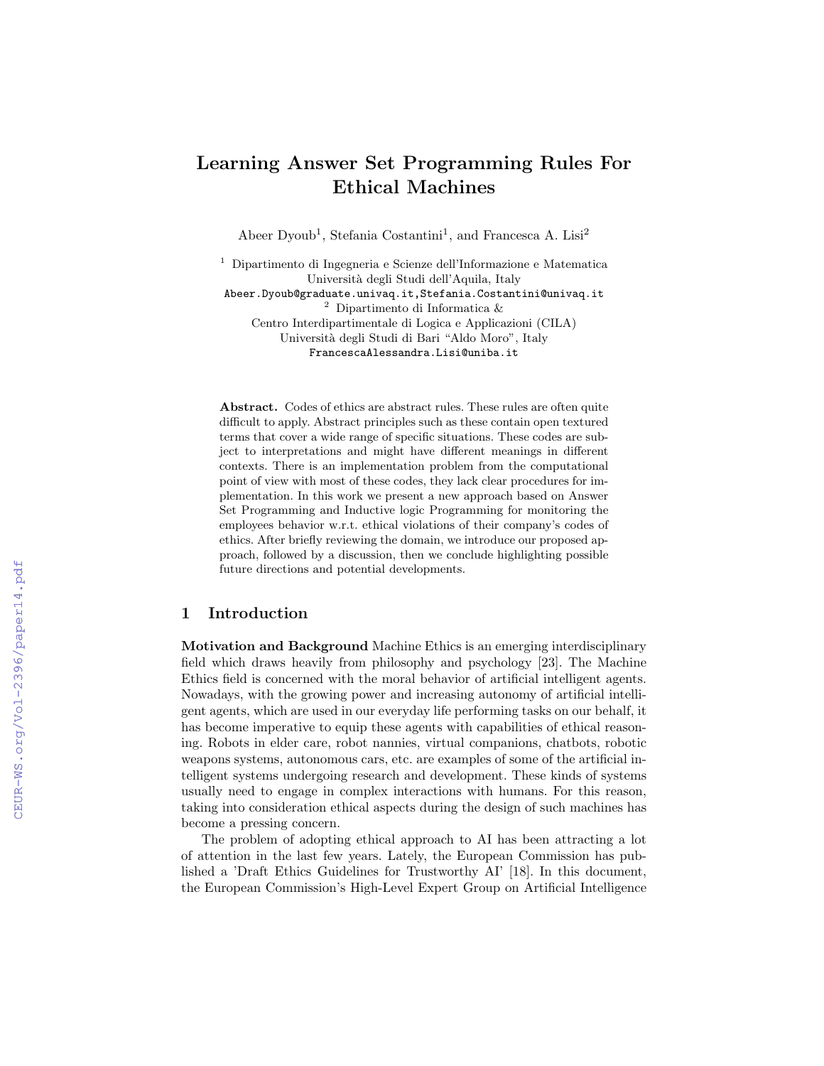# Learning Answer Set Programming Rules For Ethical Machines

Abeer Dyoub[1], Stefania Costantini[1], and Francesca A. Lisi[2]

[1] Dipartimento di Ingegneria e Scienze dell'Informazione e Matematica
Università degli Studi dell'Aquila, Italy
Abeer.Dyoub@graduate.univaq.it,Stefania.Costantini@univaq.it

[2] Dipartimento di Informatica &
Centro Interdipartimentale di Logica e Applicazioni (CILA)
Università degli Studi di Bari "Aldo Moro", Italy
FrancescaAlessandra.Lisi@uniba.it

**Abstract.** Codes of ethics are abstract rules. These rules are often quite difficult to apply. Abstract principles such as these contain open textured terms that cover a wide range of specific situations. These codes are subject to interpretations and might have different meanings in different contexts. There is an implementation problem from the computational point of view with most of these codes, they lack clear procedures for implementation. In this work we present a new approach based on Answer Set Programming and Inductive logic Programming for monitoring the employees behavior w.r.t. ethical violations of their company's codes of ethics. After briefly reviewing the domain, we introduce our proposed approach, followed by a discussion, then we conclude highlighting possible future directions and potential developments.

## 1 Introduction

**Motivation and Background** Machine Ethics is an emerging interdisciplinary field which draws heavily from philosophy and psychology [23]. The Machine Ethics field is concerned with the moral behavior of artificial intelligent agents. Nowadays, with the growing power and increasing autonomy of artificial intelligent agents, which are used in our everyday life performing tasks on our behalf, it has become imperative to equip these agents with capabilities of ethical reasoning. Robots in elder care, robot nannies, virtual companions, chatbots, robotic weapons systems, autonomous cars, etc. are examples of some of the artificial intelligent systems undergoing research and development. These kinds of systems usually need to engage in complex interactions with humans. For this reason, taking into consideration ethical aspects during the design of such machines has become a pressing concern.

The problem of adopting ethical approach to AI has been attracting a lot of attention in the last few years. Lately, the European Commission has published a 'Draft Ethics Guidelines for Trustworthy AI' [18]. In this document, the European Commission's High-Level Expert Group on Artificial Intelligence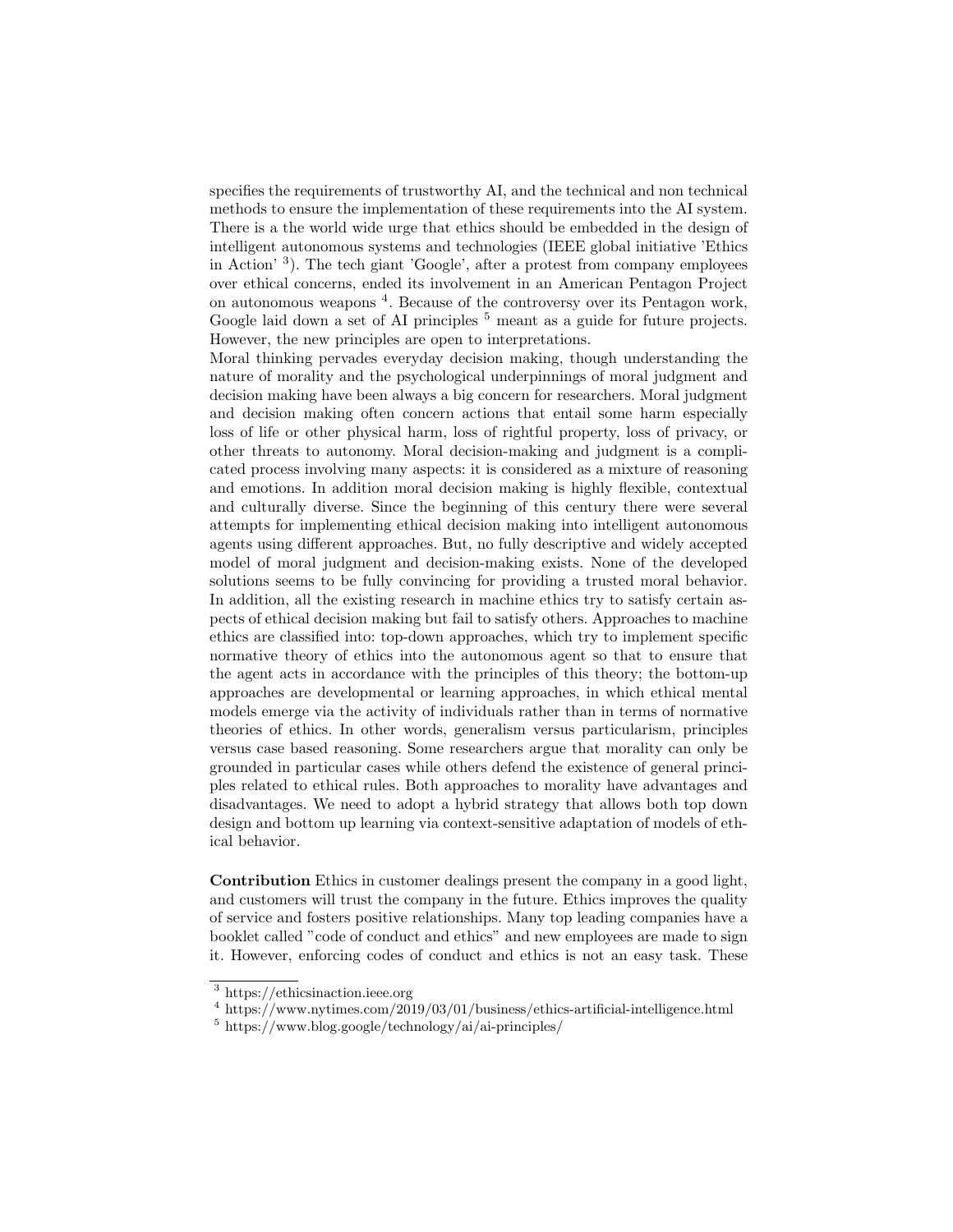specifies the requirements of trustworthy AI, and the technical and non technical methods to ensure the implementation of these requirements into the AI system. There is a the world wide urge that ethics should be embedded in the design of intelligent autonomous systems and technologies (IEEE global initiative 'Ethics in Action' [3]). The tech giant 'Google', after a protest from company employees over ethical concerns, ended its involvement in an American Pentagon Project on autonomous weapons [4]. Because of the controversy over its Pentagon work, Google laid down a set of AI principles [5] meant as a guide for future projects. However, the new principles are open to interpretations.

Moral thinking pervades everyday decision making, though understanding the nature of morality and the psychological underpinnings of moral judgment and decision making have been always a big concern for researchers. Moral judgment and decision making often concern actions that entail some harm especially loss of life or other physical harm, loss of rightful property, loss of privacy, or other threats to autonomy. Moral decision-making and judgment is a complicated process involving many aspects: it is considered as a mixture of reasoning and emotions. In addition moral decision making is highly flexible, contextual and culturally diverse. Since the beginning of this century there were several attempts for implementing ethical decision making into intelligent autonomous agents using different approaches. But, no fully descriptive and widely accepted model of moral judgment and decision-making exists. None of the developed solutions seems to be fully convincing for providing a trusted moral behavior. In addition, all the existing research in machine ethics try to satisfy certain aspects of ethical decision making but fail to satisfy others. Approaches to machine ethics are classified into: top-down approaches, which try to implement specific normative theory of ethics into the autonomous agent so that to ensure that the agent acts in accordance with the principles of this theory; the bottom-up approaches are developmental or learning approaches, in which ethical mental models emerge via the activity of individuals rather than in terms of normative theories of ethics. In other words, generalism versus particularism, principles versus case based reasoning. Some researchers argue that morality can only be grounded in particular cases while others defend the existence of general principles related to ethical rules. Both approaches to morality have advantages and disadvantages. We need to adopt a hybrid strategy that allows both top down design and bottom up learning via context-sensitive adaptation of models of ethical behavior.

**Contribution** Ethics in customer dealings present the company in a good light, and customers will trust the company in the future. Ethics improves the quality of service and fosters positive relationships. Many top leading companies have a booklet called "code of conduct and ethics" and new employees are made to sign it. However, enforcing codes of conduct and ethics is not an easy task. These

[3] https://ethicsinaction.ieee.org

[4] https://www.nytimes.com/2019/03/01/business/ethics-artificial-intelligence.html

[5] https://www.blog.google/technology/ai/ai-principles/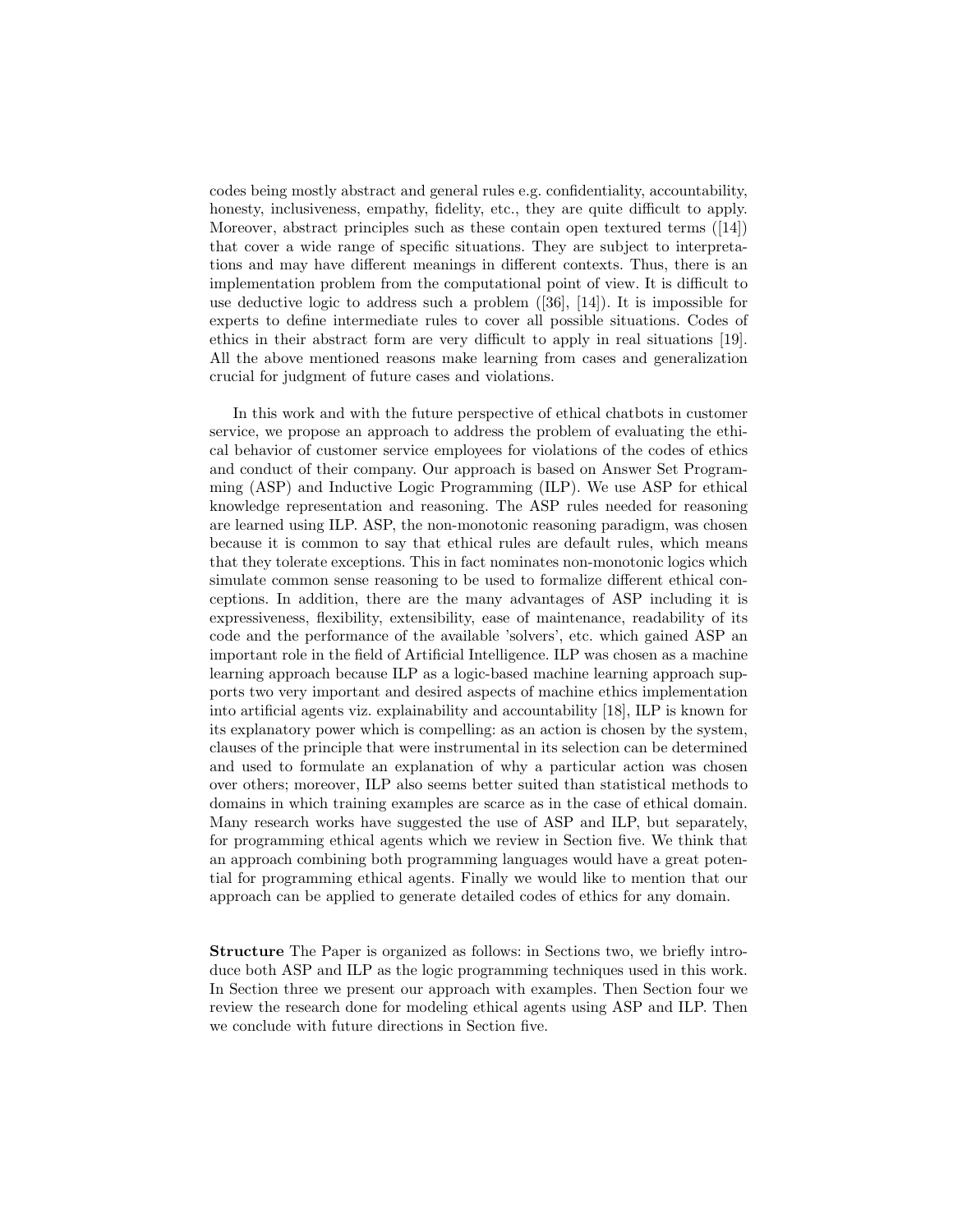codes being mostly abstract and general rules e.g. confidentiality, accountability, honesty, inclusiveness, empathy, fidelity, etc., they are quite difficult to apply. Moreover, abstract principles such as these contain open textured terms ([14]) that cover a wide range of specific situations. They are subject to interpretations and may have different meanings in different contexts. Thus, there is an implementation problem from the computational point of view. It is difficult to use deductive logic to address such a problem ([36], [14]). It is impossible for experts to define intermediate rules to cover all possible situations. Codes of ethics in their abstract form are very difficult to apply in real situations [19]. All the above mentioned reasons make learning from cases and generalization crucial for judgment of future cases and violations.

In this work and with the future perspective of ethical chatbots in customer service, we propose an approach to address the problem of evaluating the ethical behavior of customer service employees for violations of the codes of ethics and conduct of their company. Our approach is based on Answer Set Programming (ASP) and Inductive Logic Programming (ILP). We use ASP for ethical knowledge representation and reasoning. The ASP rules needed for reasoning are learned using ILP. ASP, the non-monotonic reasoning paradigm, was chosen because it is common to say that ethical rules are default rules, which means that they tolerate exceptions. This in fact nominates non-monotonic logics which simulate common sense reasoning to be used to formalize different ethical conceptions. In addition, there are the many advantages of ASP including it is expressiveness, flexibility, extensibility, ease of maintenance, readability of its code and the performance of the available 'solvers', etc. which gained ASP an important role in the field of Artificial Intelligence. ILP was chosen as a machine learning approach because ILP as a logic-based machine learning approach supports two very important and desired aspects of machine ethics implementation into artificial agents viz. explainability and accountability [18], ILP is known for its explanatory power which is compelling: as an action is chosen by the system, clauses of the principle that were instrumental in its selection can be determined and used to formulate an explanation of why a particular action was chosen over others; moreover, ILP also seems better suited than statistical methods to domains in which training examples are scarce as in the case of ethical domain. Many research works have suggested the use of ASP and ILP, but separately, for programming ethical agents which we review in Section five. We think that an approach combining both programming languages would have a great potential for programming ethical agents. Finally we would like to mention that our approach can be applied to generate detailed codes of ethics for any domain.

**Structure** The Paper is organized as follows: in Sections two, we briefly introduce both ASP and ILP as the logic programming techniques used in this work. In Section three we present our approach with examples. Then Section four we review the research done for modeling ethical agents using ASP and ILP. Then we conclude with future directions in Section five.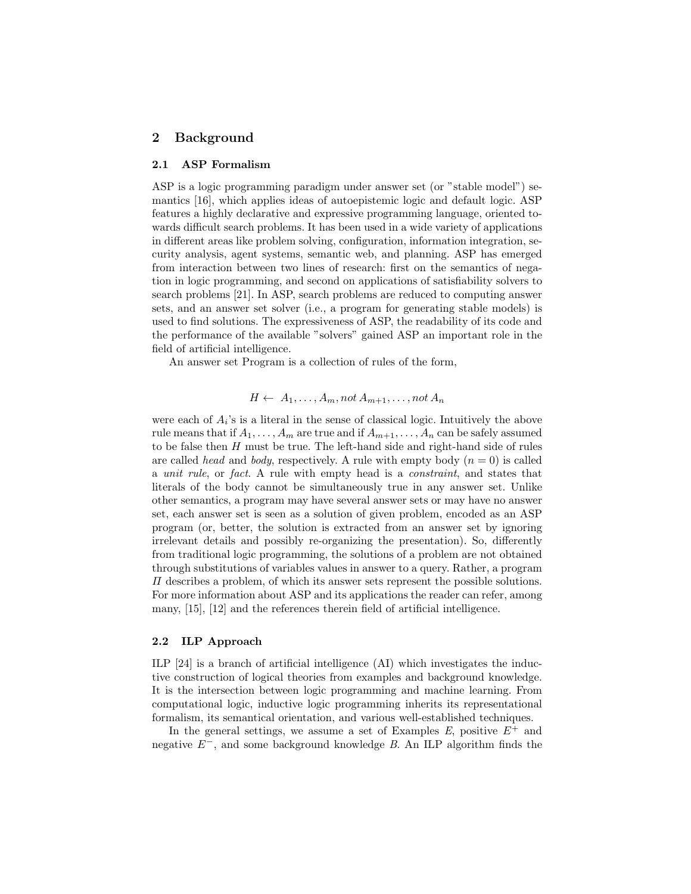## 2 Background

### 2.1 ASP Formalism

ASP is a logic programming paradigm under answer set (or "stable model") semantics [16], which applies ideas of autoepistemic logic and default logic. ASP features a highly declarative and expressive programming language, oriented towards difficult search problems. It has been used in a wide variety of applications in different areas like problem solving, configuration, information integration, security analysis, agent systems, semantic web, and planning. ASP has emerged from interaction between two lines of research: first on the semantics of negation in logic programming, and second on applications of satisfiability solvers to search problems [21]. In ASP, search problems are reduced to computing answer sets, and an answer set solver (i.e., a program for generating stable models) is used to find solutions. The expressiveness of ASP, the readability of its code and the performance of the available "solvers" gained ASP an important role in the field of artificial intelligence.

An answer set Program is a collection of rules of the form,

$$H \leftarrow A_1, \ldots, A_m, not\, A_{m+1}, \ldots, not\, A_n$$

were each of $A_i$'s is a literal in the sense of classical logic. Intuitively the above rule means that if $A_1, \ldots, A_m$ are true and if $A_{m+1}, \ldots, A_n$ can be safely assumed to be false then $H$ must be true. The left-hand side and right-hand side of rules are called *head* and *body*, respectively. A rule with empty body ($n = 0$) is called a *unit rule*, or *fact*. A rule with empty head is a *constraint*, and states that literals of the body cannot be simultaneously true in any answer set. Unlike other semantics, a program may have several answer sets or may have no answer set, each answer set is seen as a solution of given problem, encoded as an ASP program (or, better, the solution is extracted from an answer set by ignoring irrelevant details and possibly re-organizing the presentation). So, differently from traditional logic programming, the solutions of a problem are not obtained through substitutions of variables values in answer to a query. Rather, a program $\Pi$ describes a problem, of which its answer sets represent the possible solutions. For more information about ASP and its applications the reader can refer, among many, [15], [12] and the references therein field of artificial intelligence.

### 2.2 ILP Approach

ILP [24] is a branch of artificial intelligence (AI) which investigates the inductive construction of logical theories from examples and background knowledge. It is the intersection between logic programming and machine learning. From computational logic, inductive logic programming inherits its representational formalism, its semantical orientation, and various well-established techniques.

In the general settings, we assume a set of Examples $E$, positive $E^+$ and negative $E^-$, and some background knowledge $B$. An ILP algorithm finds the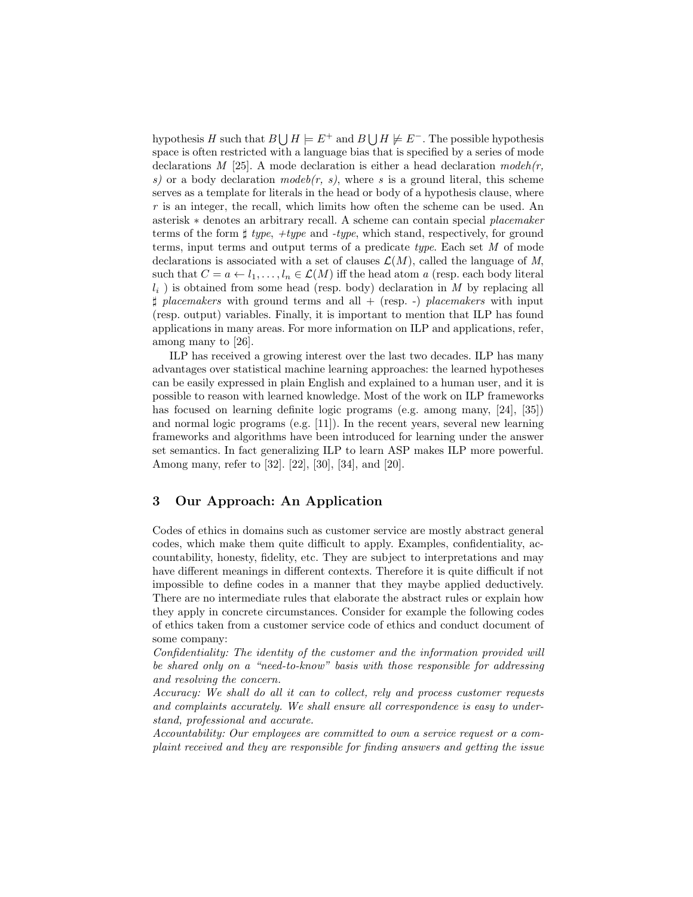hypothesis $H$ such that $B \bigcup H \models E^+$ and $B \bigcup H \not\models E^-$. The possible hypothesis space is often restricted with a language bias that is specified by a series of mode declarations $M$ [25]. A mode declaration is either a head declaration *modeh(r, s)* or a body declaration *modeb(r, s)*, where $s$ is a ground literal, this scheme serves as a template for literals in the head or body of a hypothesis clause, where $r$ is an integer, the recall, which limits how often the scheme can be used. An asterisk $*$ denotes an arbitrary recall. A scheme can contain special *placemaker* terms of the form $\sharp$ *type*, *+type* and *-type*, which stand, respectively, for ground terms, input terms and output terms of a predicate *type*. Each set $M$ of mode declarations is associated with a set of clauses $\mathcal{L}(M)$, called the language of $M$, such that $C = a \leftarrow l_1, \ldots, l_n \in \mathcal{L}(M)$ iff the head atom $a$ (resp. each body literal $l_i$ ) is obtained from some head (resp. body) declaration in $M$ by replacing all $\sharp$ *placemakers* with ground terms and all + (resp. -) *placemakers* with input (resp. output) variables. Finally, it is important to mention that ILP has found applications in many areas. For more information on ILP and applications, refer, among many to [26].

ILP has received a growing interest over the last two decades. ILP has many advantages over statistical machine learning approaches: the learned hypotheses can be easily expressed in plain English and explained to a human user, and it is possible to reason with learned knowledge. Most of the work on ILP frameworks has focused on learning definite logic programs (e.g. among many, [24], [35]) and normal logic programs (e.g. [11]). In the recent years, several new learning frameworks and algorithms have been introduced for learning under the answer set semantics. In fact generalizing ILP to learn ASP makes ILP more powerful. Among many, refer to [32]. [22], [30], [34], and [20].

## 3 Our Approach: An Application

Codes of ethics in domains such as customer service are mostly abstract general codes, which make them quite difficult to apply. Examples, confidentiality, accountability, honesty, fidelity, etc. They are subject to interpretations and may have different meanings in different contexts. Therefore it is quite difficult if not impossible to define codes in a manner that they maybe applied deductively. There are no intermediate rules that elaborate the abstract rules or explain how they apply in concrete circumstances. Consider for example the following codes of ethics taken from a customer service code of ethics and conduct document of some company:

*Confidentiality: The identity of the customer and the information provided will be shared only on a "need-to-know" basis with those responsible for addressing and resolving the concern.*

*Accuracy: We shall do all it can to collect, rely and process customer requests and complaints accurately. We shall ensure all correspondence is easy to understand, professional and accurate.*

*Accountability: Our employees are committed to own a service request or a complaint received and they are responsible for finding answers and getting the issue*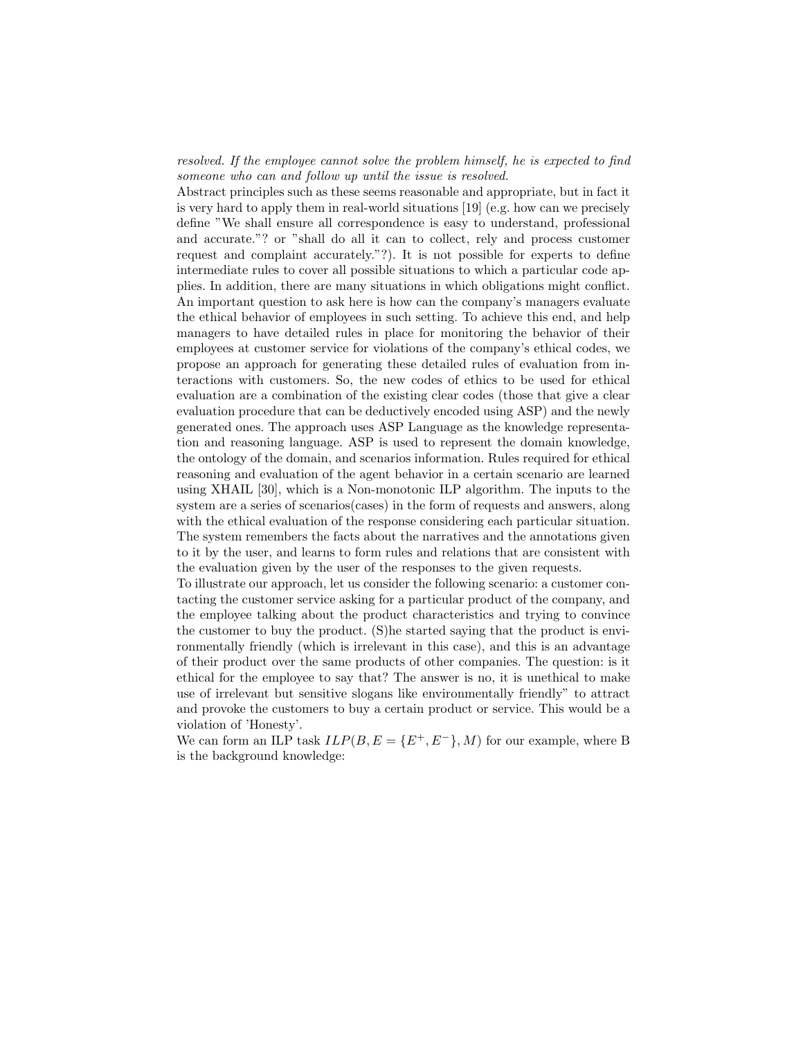*resolved. If the employee cannot solve the problem himself, he is expected to find someone who can and follow up until the issue is resolved.*

Abstract principles such as these seems reasonable and appropriate, but in fact it is very hard to apply them in real-world situations [19] (e.g. how can we precisely define "We shall ensure all correspondence is easy to understand, professional and accurate."? or "shall do all it can to collect, rely and process customer request and complaint accurately."?). It is not possible for experts to define intermediate rules to cover all possible situations to which a particular code applies. In addition, there are many situations in which obligations might conflict. An important question to ask here is how can the company's managers evaluate the ethical behavior of employees in such setting. To achieve this end, and help managers to have detailed rules in place for monitoring the behavior of their employees at customer service for violations of the company's ethical codes, we propose an approach for generating these detailed rules of evaluation from interactions with customers. So, the new codes of ethics to be used for ethical evaluation are a combination of the existing clear codes (those that give a clear evaluation procedure that can be deductively encoded using ASP) and the newly generated ones. The approach uses ASP Language as the knowledge representation and reasoning language. ASP is used to represent the domain knowledge, the ontology of the domain, and scenarios information. Rules required for ethical reasoning and evaluation of the agent behavior in a certain scenario are learned using XHAIL [30], which is a Non-monotonic ILP algorithm. The inputs to the system are a series of scenarios(cases) in the form of requests and answers, along with the ethical evaluation of the response considering each particular situation. The system remembers the facts about the narratives and the annotations given to it by the user, and learns to form rules and relations that are consistent with the evaluation given by the user of the responses to the given requests.

To illustrate our approach, let us consider the following scenario: a customer contacting the customer service asking for a particular product of the company, and the employee talking about the product characteristics and trying to convince the customer to buy the product. (S)he started saying that the product is environmentally friendly (which is irrelevant in this case), and this is an advantage of their product over the same products of other companies. The question: is it ethical for the employee to say that? The answer is no, it is unethical to make use of irrelevant but sensitive slogans like environmentally friendly" to attract and provoke the customers to buy a certain product or service. This would be a violation of 'Honesty'.

We can form an ILP task $ILP(B, E = \{E^{+}, E^{-}\}, M)$ for our example, where B is the background knowledge: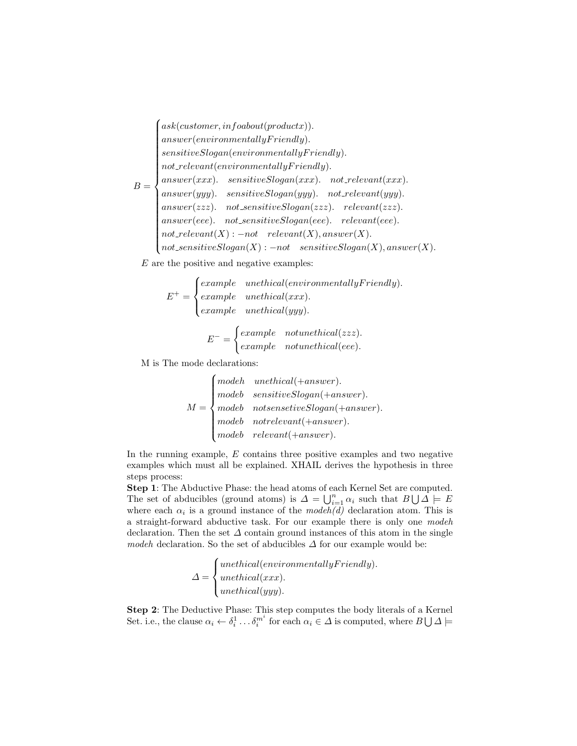$$B = \begin{cases} ask(customer, infoabout(productx)). \\ answer(environmentallyFriendly). \\ sensitiveSlogan(environmentallyFriendly). \\ not\_relevant(environmentallyFriendly). \\ answer(xxx). \quad sensitiveSlogan(xxx). \quad not\_relevant(xxx). \\ answer(yyy). \quad sensitiveSlogan(yyy). \quad not\_relevant(yyy). \\ answer(zzz). \quad not\_sensitiveSlogan(zzz). \quad relevant(zzz). \\ answer(eee). \quad not\_sensitiveSlogan(eee). \quad relevant(eee). \\ not\_relevant(X) : -not \quad relevant(X), answer(X). \\ not\_sensitiveSlogan(X) : -not \quad sensitiveSlogan(X), answer(X). \end{cases}$$

$E$ are the positive and negative examples:

$$E^{+} = \begin{cases} example \quad unethical(environmentallyFriendly). \\ example \quad unethical(xxx). \\ example \quad unethical(yyy). \end{cases}$$

$$E^{-} = \begin{cases} example \quad notunethical(zzz). \\ example \quad notunethical(eee). \end{cases}$$

M is The mode declarations:

$$M = \begin{cases} modeh \quad unethical(+answer). \\ modeb \quad sensitiveSlogan(+answer). \\ modeb \quad notsensetiveSlogan(+answer). \\ modeb \quad notrelevant(+answer). \\ modeb \quad relevant(+answer). \end{cases}$$

In the running example, $E$ contains three positive examples and two negative examples which must all be explained. XHAIL derives the hypothesis in three steps process:

**Step 1**: The Abductive Phase: the head atoms of each Kernel Set are computed. The set of abducibles (ground atoms) is $\Delta = \bigcup_{i=1}^{n} \alpha_i$ such that $B \bigcup \Delta \models E$ where each $\alpha_i$ is a ground instance of the *modeh(d)* declaration atom. This is a straight-forward abductive task. For our example there is only one *modeh* declaration. Then the set $\Delta$ contain ground instances of this atom in the single *modeh* declaration. So the set of abducibles $\Delta$ for our example would be:

$$\Delta = \begin{cases} unethical(environmentallyFriendly). \\ unethical(xxx). \\ unethical(yyy). \end{cases}$$

**Step 2**: The Deductive Phase: This step computes the body literals of a Kernel Set. i.e., the clause $\alpha_i \leftarrow \delta_i^1 \ldots \delta_i^{m^i}$ for each $\alpha_i \in \Delta$ is computed, where $B \bigcup \Delta \models$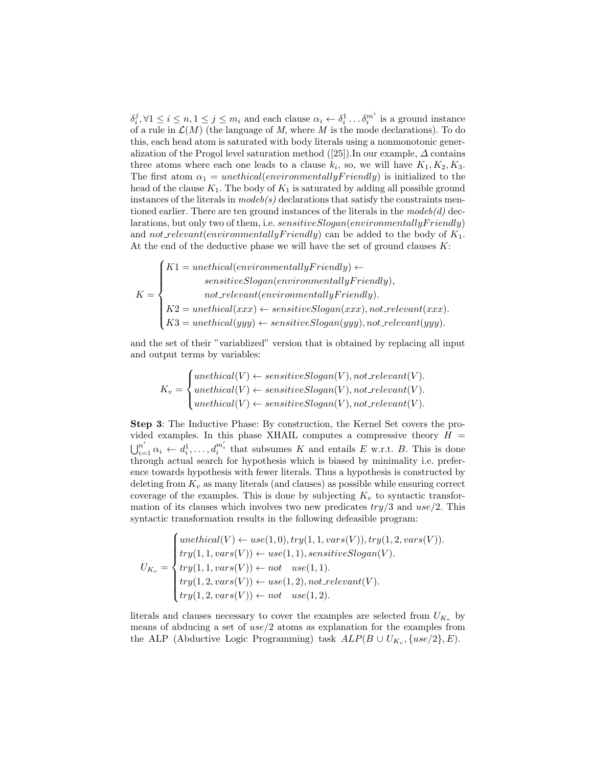$\delta_i^j, \forall 1 \leq i \leq n, 1 \leq j \leq m_i$ and each clause $\alpha_i \leftarrow \delta_i^1 \ldots \delta_i^{m^i}$ is a ground instance of a rule in $\mathcal{L}(M)$ (the language of $M$, where $M$ is the mode declarations). To do this, each head atom is saturated with body literals using a nonmonotonic generalization of the Progol level saturation method ([25]).In our example, $\Delta$ contains three atoms where each one leads to a clause $k_i$, so, we will have $K_1, K_2, K_3$. The first atom $\alpha_1 = unethical(environmentallyFriendly)$ is initialized to the head of the clause $K_1$. The body of $K_1$ is saturated by adding all possible ground instances of the literals in *modeb(s)* declarations that satisfy the constraints mentioned earlier. There are ten ground instances of the literals in the *modeb(d)* declarations, but only two of them, i.e. $sensitiveSlogan(environmentallyFriendly)$ and $not\_relevant(environmentallyFriendly)$ can be added to the body of $K_1$. At the end of the deductive phase we will have the set of ground clauses $K$:

$$K = \begin{cases} K1 = unethical(environmentallyFriendly) \leftarrow \\ \qquad sensitiveSlogan(environmentallyFriendly), \\ \qquad not\_relevant(environmentallyFriendly). \\ K2 = unethical(xxx) \leftarrow sensitiveSlogan(xxx), not\_relevant(xxx). \\ K3 = unethical(yyy) \leftarrow sensitiveSlogan(yyy), not\_relevant(yyy). \end{cases}$$

and the set of their "variablized" version that is obtained by replacing all input and output terms by variables:

$$K_v = \begin{cases} unethical(V) \leftarrow sensitiveSlogan(V), not\_relevant(V). \\ unethical(V) \leftarrow sensitiveSlogan(V), not\_relevant(V). \\ unethical(V) \leftarrow sensitiveSlogan(V), not\_relevant(V). \end{cases}$$

**Step 3**: The Inductive Phase: By construction, the Kernel Set covers the provided examples. In this phase XHAIL computes a compressive theory $H = \bigcup_{i=1}^{n'} \alpha_i \leftarrow d_i^1, \ldots, d_i^{m'_i}$ that subsumes $K$ and entails $E$ w.r.t. $B$. This is done through actual search for hypothesis which is biased by minimality i.e. preference towards hypothesis with fewer literals. Thus a hypothesis is constructed by deleting from $K_v$ as many literals (and clauses) as possible while ensuring correct coverage of the examples. This is done by subjecting $K_v$ to syntactic transformation of its clauses which involves two new predicates $try/3$ and $use/2$. This syntactic transformation results in the following defeasible program:

$$U_{K_v} = \begin{cases} unethical(V) \leftarrow use(1,0), try(1,1,vars(V)), try(1,2,vars(V)). \\ try(1,1,vars(V)) \leftarrow use(1,1), sensitiveSlogan(V). \\ try(1,1,vars(V)) \leftarrow not \quad use(1,1). \\ try(1,2,vars(V)) \leftarrow use(1,2), not\_relevant(V). \\ try(1,2,vars(V)) \leftarrow not \quad use(1,2). \end{cases}$$

literals and clauses necessary to cover the examples are selected from $U_{K_v}$ by means of abducing a set of $use/2$ atoms as explanation for the examples from the ALP (Abductive Logic Programming) task $ALP(B \cup U_{K_v}, \{use/2\}, E)$.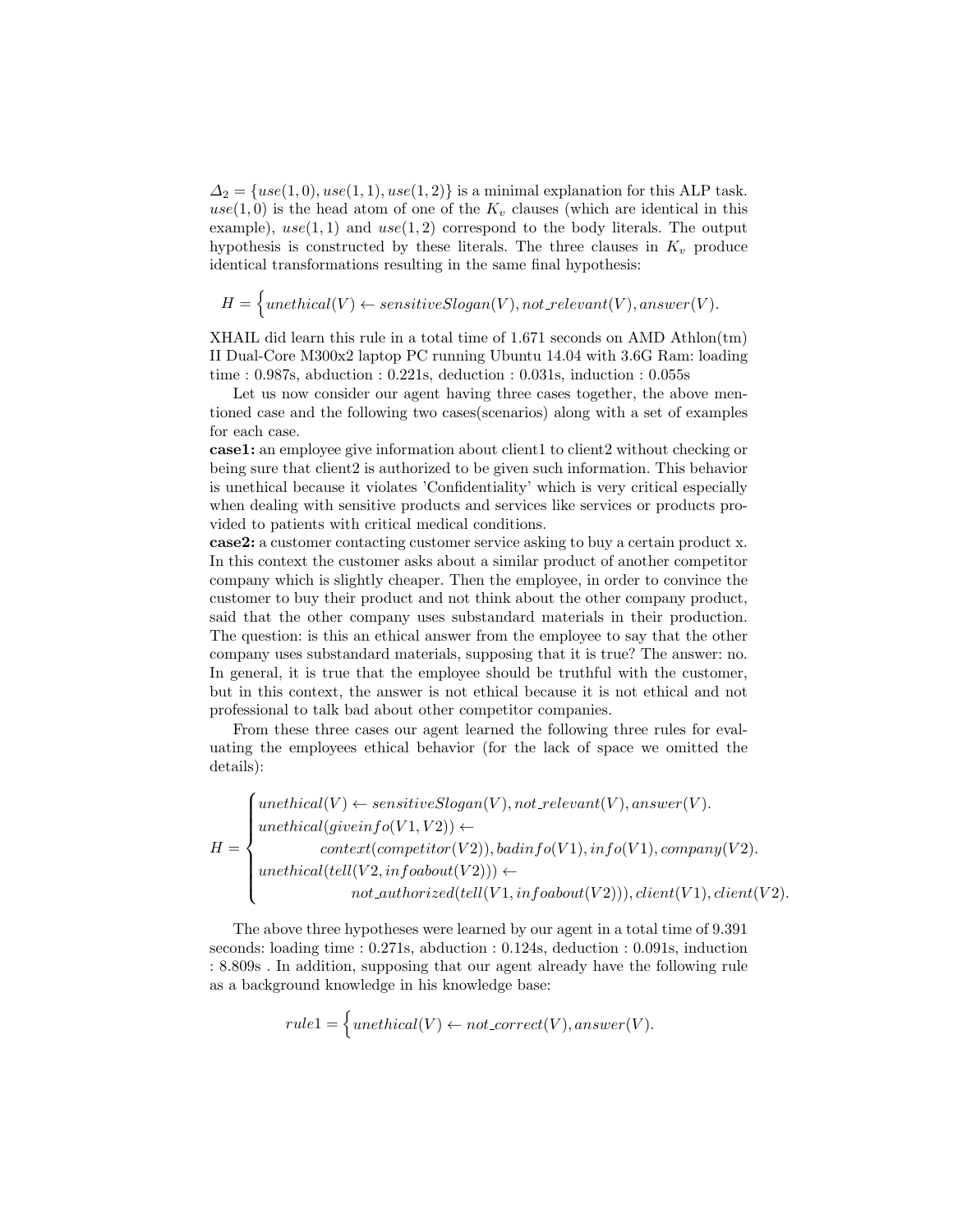$\Delta_2 = \{use(1,0), use(1,1), use(1,2)\}$ is a minimal explanation for this ALP task. $use(1,0)$ is the head atom of one of the $K_v$ clauses (which are identical in this example), $use(1,1)$ and $use(1,2)$ correspond to the body literals. The output hypothesis is constructed by these literals. The three clauses in $K_v$ produce identical transformations resulting in the same final hypothesis:

$$H = \Big\{ unethical(V) \leftarrow sensitiveSlogan(V), not\_relevant(V), answer(V).$$

XHAIL did learn this rule in a total time of 1.671 seconds on AMD Athlon(tm) II Dual-Core M300x2 laptop PC running Ubuntu 14.04 with 3.6G Ram: loading time : 0.987s, abduction : 0.221s, deduction : 0.031s, induction : 0.055s

Let us now consider our agent having three cases together, the above mentioned case and the following two cases(scenarios) along with a set of examples for each case.

**case1:** an employee give information about client1 to client2 without checking or being sure that client2 is authorized to be given such information. This behavior is unethical because it violates 'Confidentiality' which is very critical especially when dealing with sensitive products and services like services or products provided to patients with critical medical conditions.

**case2:** a customer contacting customer service asking to buy a certain product x. In this context the customer asks about a similar product of another competitor company which is slightly cheaper. Then the employee, in order to convince the customer to buy their product and not think about the other company product, said that the other company uses substandard materials in their production. The question: is this an ethical answer from the employee to say that the other company uses substandard materials, supposing that it is true? The answer: no. In general, it is true that the employee should be truthful with the customer, but in this context, the answer is not ethical because it is not ethical and not professional to talk bad about other competitor companies.

From these three cases our agent learned the following three rules for evaluating the employees ethical behavior (for the lack of space we omitted the details):

$$H = \begin{cases} unethical(V) \leftarrow sensitiveSlogan(V), not\_relevant(V), answer(V). \\ unethical(giveinfo(V1,V2)) \leftarrow \\ \qquad context(competitor(V2)), badinfo(V1), info(V1), company(V2). \\ unethical(tell(V2, infoabout(V2))) \leftarrow \\ \qquad not\_authorized(tell(V1, infoabout(V2))), client(V1), client(V2). \end{cases}$$

The above three hypotheses were learned by our agent in a total time of 9.391 seconds: loading time : 0.271s, abduction : 0.124s, deduction : 0.091s, induction : 8.809s . In addition, supposing that our agent already have the following rule as a background knowledge in his knowledge base:

$$rule1 = \Big\{ unethical(V) \leftarrow not\_correct(V), answer(V).$$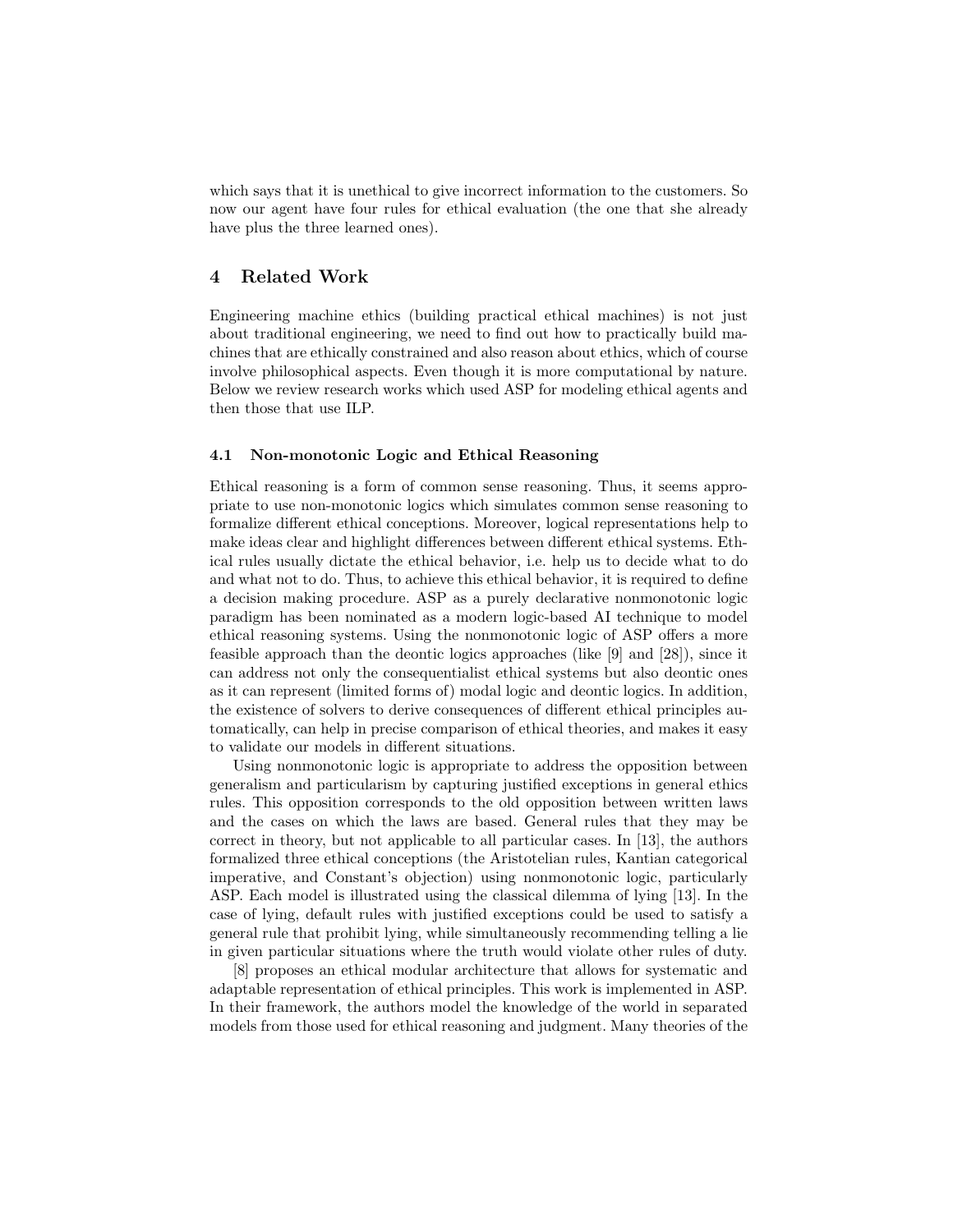which says that it is unethical to give incorrect information to the customers. So now our agent have four rules for ethical evaluation (the one that she already have plus the three learned ones).

## 4 Related Work

Engineering machine ethics (building practical ethical machines) is not just about traditional engineering, we need to find out how to practically build machines that are ethically constrained and also reason about ethics, which of course involve philosophical aspects. Even though it is more computational by nature. Below we review research works which used ASP for modeling ethical agents and then those that use ILP.

### 4.1 Non-monotonic Logic and Ethical Reasoning

Ethical reasoning is a form of common sense reasoning. Thus, it seems appropriate to use non-monotonic logics which simulates common sense reasoning to formalize different ethical conceptions. Moreover, logical representations help to make ideas clear and highlight differences between different ethical systems. Ethical rules usually dictate the ethical behavior, i.e. help us to decide what to do and what not to do. Thus, to achieve this ethical behavior, it is required to define a decision making procedure. ASP as a purely declarative nonmonotonic logic paradigm has been nominated as a modern logic-based AI technique to model ethical reasoning systems. Using the nonmonotonic logic of ASP offers a more feasible approach than the deontic logics approaches (like [9] and [28]), since it can address not only the consequentialist ethical systems but also deontic ones as it can represent (limited forms of) modal logic and deontic logics. In addition, the existence of solvers to derive consequences of different ethical principles automatically, can help in precise comparison of ethical theories, and makes it easy to validate our models in different situations.

Using nonmonotonic logic is appropriate to address the opposition between generalism and particularism by capturing justified exceptions in general ethics rules. This opposition corresponds to the old opposition between written laws and the cases on which the laws are based. General rules that they may be correct in theory, but not applicable to all particular cases. In [13], the authors formalized three ethical conceptions (the Aristotelian rules, Kantian categorical imperative, and Constant's objection) using nonmonotonic logic, particularly ASP. Each model is illustrated using the classical dilemma of lying [13]. In the case of lying, default rules with justified exceptions could be used to satisfy a general rule that prohibit lying, while simultaneously recommending telling a lie in given particular situations where the truth would violate other rules of duty.

[8] proposes an ethical modular architecture that allows for systematic and adaptable representation of ethical principles. This work is implemented in ASP. In their framework, the authors model the knowledge of the world in separated models from those used for ethical reasoning and judgment. Many theories of the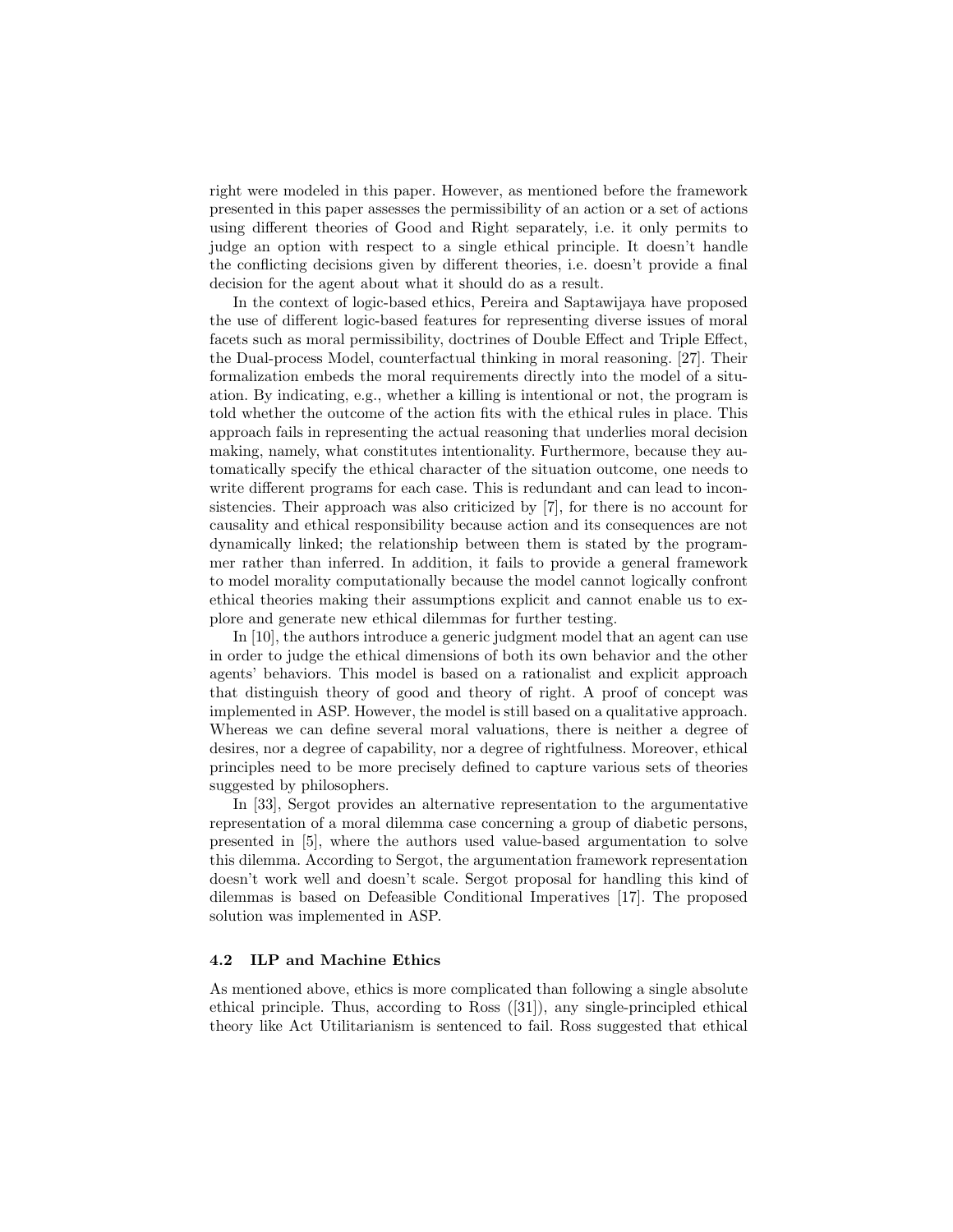right were modeled in this paper. However, as mentioned before the framework presented in this paper assesses the permissibility of an action or a set of actions using different theories of Good and Right separately, i.e. it only permits to judge an option with respect to a single ethical principle. It doesn't handle the conflicting decisions given by different theories, i.e. doesn't provide a final decision for the agent about what it should do as a result.

In the context of logic-based ethics, Pereira and Saptawijaya have proposed the use of different logic-based features for representing diverse issues of moral facets such as moral permissibility, doctrines of Double Effect and Triple Effect, the Dual-process Model, counterfactual thinking in moral reasoning. [27]. Their formalization embeds the moral requirements directly into the model of a situation. By indicating, e.g., whether a killing is intentional or not, the program is told whether the outcome of the action fits with the ethical rules in place. This approach fails in representing the actual reasoning that underlies moral decision making, namely, what constitutes intentionality. Furthermore, because they automatically specify the ethical character of the situation outcome, one needs to write different programs for each case. This is redundant and can lead to inconsistencies. Their approach was also criticized by [7], for there is no account for causality and ethical responsibility because action and its consequences are not dynamically linked; the relationship between them is stated by the programmer rather than inferred. In addition, it fails to provide a general framework to model morality computationally because the model cannot logically confront ethical theories making their assumptions explicit and cannot enable us to explore and generate new ethical dilemmas for further testing.

In [10], the authors introduce a generic judgment model that an agent can use in order to judge the ethical dimensions of both its own behavior and the other agents' behaviors. This model is based on a rationalist and explicit approach that distinguish theory of good and theory of right. A proof of concept was implemented in ASP. However, the model is still based on a qualitative approach. Whereas we can define several moral valuations, there is neither a degree of desires, nor a degree of capability, nor a degree of rightfulness. Moreover, ethical principles need to be more precisely defined to capture various sets of theories suggested by philosophers.

In [33], Sergot provides an alternative representation to the argumentative representation of a moral dilemma case concerning a group of diabetic persons, presented in [5], where the authors used value-based argumentation to solve this dilemma. According to Sergot, the argumentation framework representation doesn't work well and doesn't scale. Sergot proposal for handling this kind of dilemmas is based on Defeasible Conditional Imperatives [17]. The proposed solution was implemented in ASP.

### 4.2 ILP and Machine Ethics

As mentioned above, ethics is more complicated than following a single absolute ethical principle. Thus, according to Ross ([31]), any single-principled ethical theory like Act Utilitarianism is sentenced to fail. Ross suggested that ethical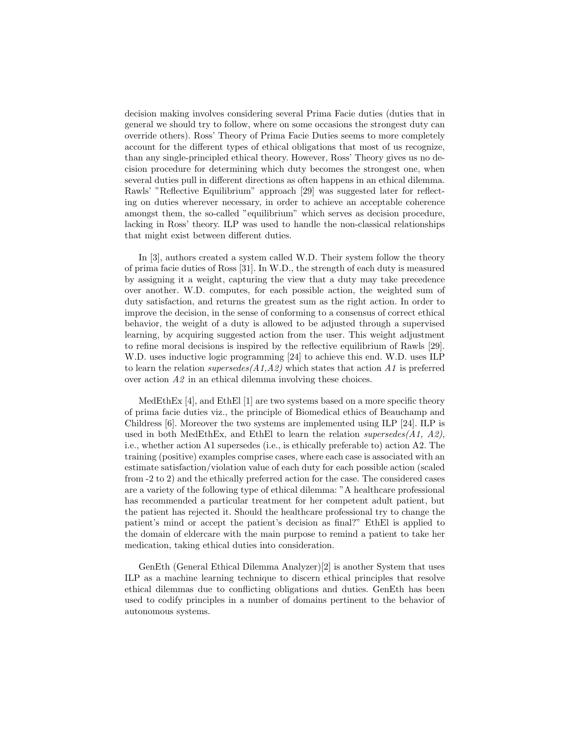decision making involves considering several Prima Facie duties (duties that in general we should try to follow, where on some occasions the strongest duty can override others). Ross' Theory of Prima Facie Duties seems to more completely account for the different types of ethical obligations that most of us recognize, than any single-principled ethical theory. However, Ross' Theory gives us no decision procedure for determining which duty becomes the strongest one, when several duties pull in different directions as often happens in an ethical dilemma. Rawls' "Reflective Equilibrium" approach [29] was suggested later for reflecting on duties wherever necessary, in order to achieve an acceptable coherence amongst them, the so-called "equilibrium" which serves as decision procedure, lacking in Ross' theory. ILP was used to handle the non-classical relationships that might exist between different duties.

In [3], authors created a system called W.D. Their system follow the theory of prima facie duties of Ross [31]. In W.D., the strength of each duty is measured by assigning it a weight, capturing the view that a duty may take precedence over another. W.D. computes, for each possible action, the weighted sum of duty satisfaction, and returns the greatest sum as the right action. In order to improve the decision, in the sense of conforming to a consensus of correct ethical behavior, the weight of a duty is allowed to be adjusted through a supervised learning, by acquiring suggested action from the user. This weight adjustment to refine moral decisions is inspired by the reflective equilibrium of Rawls [29]. W.D. uses inductive logic programming [24] to achieve this end. W.D. uses ILP to learn the relation *supersedes(A1,A2)* which states that action *A1* is preferred over action *A2* in an ethical dilemma involving these choices.

MedEthEx [4], and EthEl [1] are two systems based on a more specific theory of prima facie duties viz., the principle of Biomedical ethics of Beauchamp and Childress [6]. Moreover the two systems are implemented using ILP [24]. ILP is used in both MedEthEx, and EthEl to learn the relation *supersedes(A1, A2)*, i.e., whether action A1 supersedes (i.e., is ethically preferable to) action A2. The training (positive) examples comprise cases, where each case is associated with an estimate satisfaction/violation value of each duty for each possible action (scaled from -2 to 2) and the ethically preferred action for the case. The considered cases are a variety of the following type of ethical dilemma: "A healthcare professional has recommended a particular treatment for her competent adult patient, but the patient has rejected it. Should the healthcare professional try to change the patient's mind or accept the patient's decision as final?" EthEl is applied to the domain of eldercare with the main purpose to remind a patient to take her medication, taking ethical duties into consideration.

GenEth (General Ethical Dilemma Analyzer)[2] is another System that uses ILP as a machine learning technique to discern ethical principles that resolve ethical dilemmas due to conflicting obligations and duties. GenEth has been used to codify principles in a number of domains pertinent to the behavior of autonomous systems.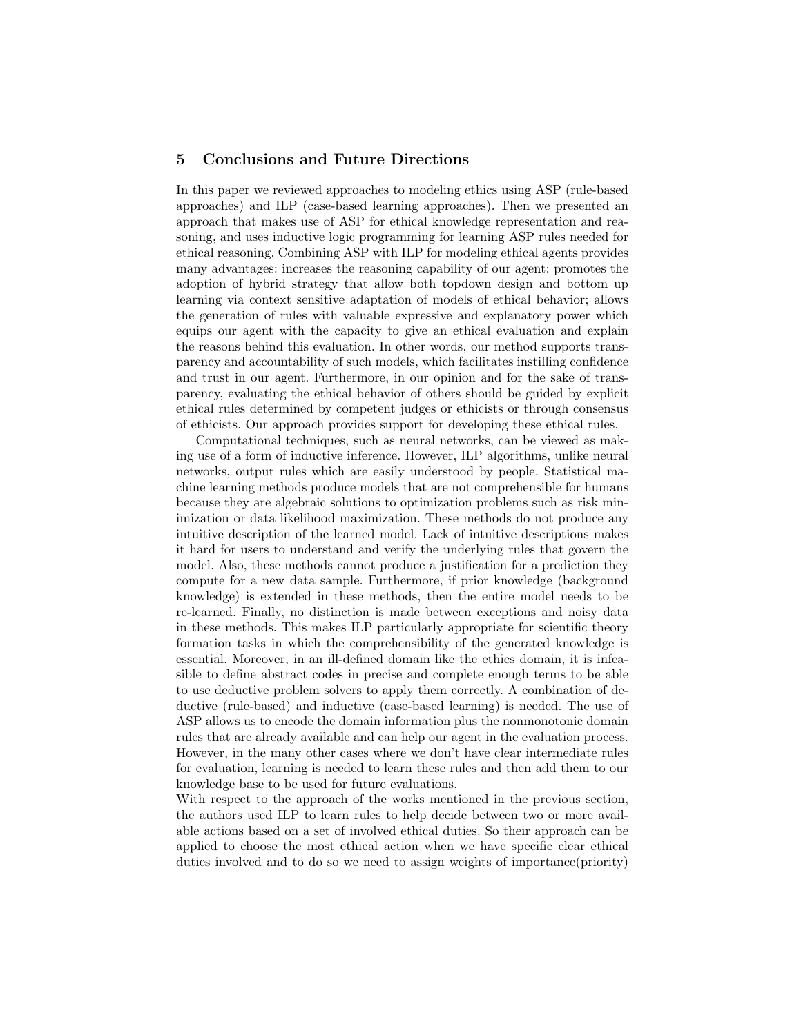## 5 Conclusions and Future Directions

In this paper we reviewed approaches to modeling ethics using ASP (rule-based approaches) and ILP (case-based learning approaches). Then we presented an approach that makes use of ASP for ethical knowledge representation and reasoning, and uses inductive logic programming for learning ASP rules needed for ethical reasoning. Combining ASP with ILP for modeling ethical agents provides many advantages: increases the reasoning capability of our agent; promotes the adoption of hybrid strategy that allow both topdown design and bottom up learning via context sensitive adaptation of models of ethical behavior; allows the generation of rules with valuable expressive and explanatory power which equips our agent with the capacity to give an ethical evaluation and explain the reasons behind this evaluation. In other words, our method supports transparency and accountability of such models, which facilitates instilling confidence and trust in our agent. Furthermore, in our opinion and for the sake of transparency, evaluating the ethical behavior of others should be guided by explicit ethical rules determined by competent judges or ethicists or through consensus of ethicists. Our approach provides support for developing these ethical rules.

Computational techniques, such as neural networks, can be viewed as making use of a form of inductive inference. However, ILP algorithms, unlike neural networks, output rules which are easily understood by people. Statistical machine learning methods produce models that are not comprehensible for humans because they are algebraic solutions to optimization problems such as risk minimization or data likelihood maximization. These methods do not produce any intuitive description of the learned model. Lack of intuitive descriptions makes it hard for users to understand and verify the underlying rules that govern the model. Also, these methods cannot produce a justification for a prediction they compute for a new data sample. Furthermore, if prior knowledge (background knowledge) is extended in these methods, then the entire model needs to be re-learned. Finally, no distinction is made between exceptions and noisy data in these methods. This makes ILP particularly appropriate for scientific theory formation tasks in which the comprehensibility of the generated knowledge is essential. Moreover, in an ill-defined domain like the ethics domain, it is infeasible to define abstract codes in precise and complete enough terms to be able to use deductive problem solvers to apply them correctly. A combination of deductive (rule-based) and inductive (case-based learning) is needed. The use of ASP allows us to encode the domain information plus the nonmonotonic domain rules that are already available and can help our agent in the evaluation process. However, in the many other cases where we don't have clear intermediate rules for evaluation, learning is needed to learn these rules and then add them to our knowledge base to be used for future evaluations.

With respect to the approach of the works mentioned in the previous section, the authors used ILP to learn rules to help decide between two or more available actions based on a set of involved ethical duties. So their approach can be applied to choose the most ethical action when we have specific clear ethical duties involved and to do so we need to assign weights of importance(priority)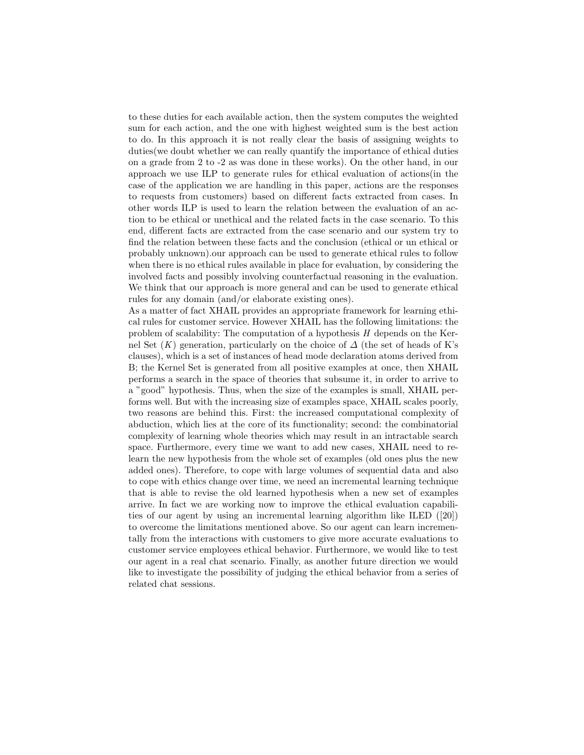to these duties for each available action, then the system computes the weighted sum for each action, and the one with highest weighted sum is the best action to do. In this approach it is not really clear the basis of assigning weights to duties(we doubt whether we can really quantify the importance of ethical duties on a grade from 2 to -2 as was done in these works). On the other hand, in our approach we use ILP to generate rules for ethical evaluation of actions(in the case of the application we are handling in this paper, actions are the responses to requests from customers) based on different facts extracted from cases. In other words ILP is used to learn the relation between the evaluation of an action to be ethical or unethical and the related facts in the case scenario. To this end, different facts are extracted from the case scenario and our system try to find the relation between these facts and the conclusion (ethical or un ethical or probably unknown).our approach can be used to generate ethical rules to follow when there is no ethical rules available in place for evaluation, by considering the involved facts and possibly involving counterfactual reasoning in the evaluation. We think that our approach is more general and can be used to generate ethical rules for any domain (and/or elaborate existing ones).

As a matter of fact XHAIL provides an appropriate framework for learning ethical rules for customer service. However XHAIL has the following limitations: the problem of scalability: The computation of a hypothesis $H$ depends on the Kernel Set ($K$) generation, particularly on the choice of $\Delta$ (the set of heads of K's clauses), which is a set of instances of head mode declaration atoms derived from B; the Kernel Set is generated from all positive examples at once, then XHAIL performs a search in the space of theories that subsume it, in order to arrive to a "good" hypothesis. Thus, when the size of the examples is small, XHAIL performs well. But with the increasing size of examples space, XHAIL scales poorly, two reasons are behind this. First: the increased computational complexity of abduction, which lies at the core of its functionality; second: the combinatorial complexity of learning whole theories which may result in an intractable search space. Furthermore, every time we want to add new cases, XHAIL need to relearn the new hypothesis from the whole set of examples (old ones plus the new added ones). Therefore, to cope with large volumes of sequential data and also to cope with ethics change over time, we need an incremental learning technique that is able to revise the old learned hypothesis when a new set of examples arrive. In fact we are working now to improve the ethical evaluation capabilities of our agent by using an incremental learning algorithm like ILED ([20]) to overcome the limitations mentioned above. So our agent can learn incrementally from the interactions with customers to give more accurate evaluations to customer service employees ethical behavior. Furthermore, we would like to test our agent in a real chat scenario. Finally, as another future direction we would like to investigate the possibility of judging the ethical behavior from a series of related chat sessions.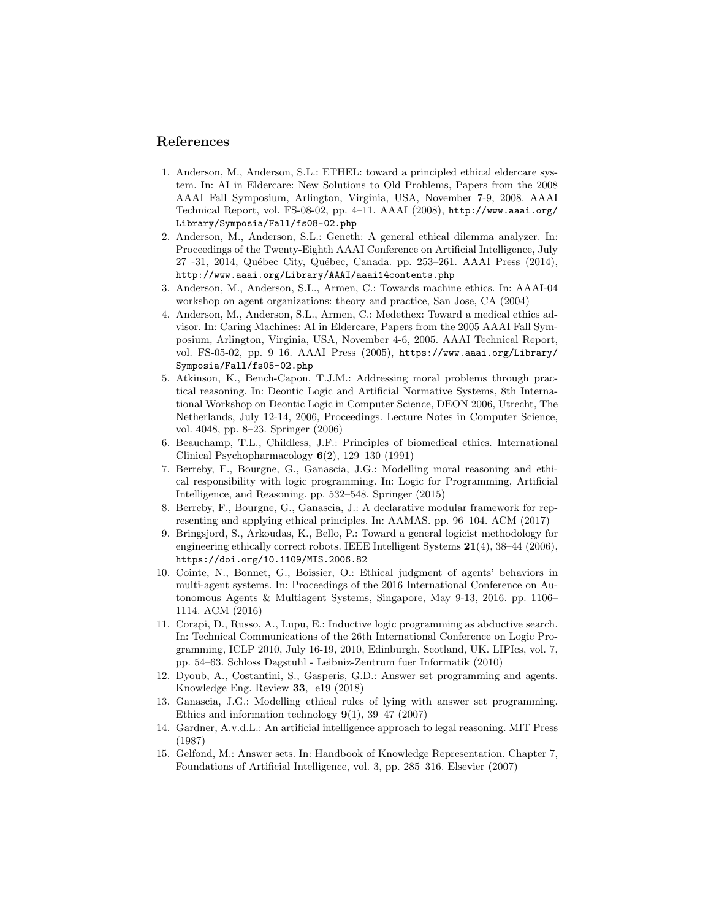## References

1. Anderson, M., Anderson, S.L.: ETHEL: toward a principled ethical eldercare system. In: AI in Eldercare: New Solutions to Old Problems, Papers from the 2008 AAAI Fall Symposium, Arlington, Virginia, USA, November 7-9, 2008. AAAI Technical Report, vol. FS-08-02, pp. 4–11. AAAI (2008), http://www.aaai.org/Library/Symposia/Fall/fs08-02.php
2. Anderson, M., Anderson, S.L.: Geneth: A general ethical dilemma analyzer. In: Proceedings of the Twenty-Eighth AAAI Conference on Artificial Intelligence, July 27 -31, 2014, Québec City, Québec, Canada. pp. 253–261. AAAI Press (2014), http://www.aaai.org/Library/AAAI/aaai14contents.php
3. Anderson, M., Anderson, S.L., Armen, C.: Towards machine ethics. In: AAAI-04 workshop on agent organizations: theory and practice, San Jose, CA (2004)
4. Anderson, M., Anderson, S.L., Armen, C.: Medethex: Toward a medical ethics advisor. In: Caring Machines: AI in Eldercare, Papers from the 2005 AAAI Fall Symposium, Arlington, Virginia, USA, November 4-6, 2005. AAAI Technical Report, vol. FS-05-02, pp. 9–16. AAAI Press (2005), https://www.aaai.org/Library/Symposia/Fall/fs05-02.php
5. Atkinson, K., Bench-Capon, T.J.M.: Addressing moral problems through practical reasoning. In: Deontic Logic and Artificial Normative Systems, 8th International Workshop on Deontic Logic in Computer Science, DEON 2006, Utrecht, The Netherlands, July 12-14, 2006, Proceedings. Lecture Notes in Computer Science, vol. 4048, pp. 8–23. Springer (2006)
6. Beauchamp, T.L., Childless, J.F.: Principles of biomedical ethics. International Clinical Psychopharmacology **6**(2), 129–130 (1991)
7. Berreby, F., Bourgne, G., Ganascia, J.G.: Modelling moral reasoning and ethical responsibility with logic programming. In: Logic for Programming, Artificial Intelligence, and Reasoning. pp. 532–548. Springer (2015)
8. Berreby, F., Bourgne, G., Ganascia, J.: A declarative modular framework for representing and applying ethical principles. In: AAMAS. pp. 96–104. ACM (2017)
9. Bringsjord, S., Arkoudas, K., Bello, P.: Toward a general logicist methodology for engineering ethically correct robots. IEEE Intelligent Systems **21**(4), 38–44 (2006), https://doi.org/10.1109/MIS.2006.82
10. Cointe, N., Bonnet, G., Boissier, O.: Ethical judgment of agents' behaviors in multi-agent systems. In: Proceedings of the 2016 International Conference on Autonomous Agents & Multiagent Systems, Singapore, May 9-13, 2016. pp. 1106–1114. ACM (2016)
11. Corapi, D., Russo, A., Lupu, E.: Inductive logic programming as abductive search. In: Technical Communications of the 26th International Conference on Logic Programming, ICLP 2010, July 16-19, 2010, Edinburgh, Scotland, UK. LIPIcs, vol. 7, pp. 54–63. Schloss Dagstuhl - Leibniz-Zentrum fuer Informatik (2010)
12. Dyoub, A., Costantini, S., Gasperis, G.D.: Answer set programming and agents. Knowledge Eng. Review **33**, e19 (2018)
13. Ganascia, J.G.: Modelling ethical rules of lying with answer set programming. Ethics and information technology **9**(1), 39–47 (2007)
14. Gardner, A.v.d.L.: An artificial intelligence approach to legal reasoning. MIT Press (1987)
15. Gelfond, M.: Answer sets. In: Handbook of Knowledge Representation. Chapter 7, Foundations of Artificial Intelligence, vol. 3, pp. 285–316. Elsevier (2007)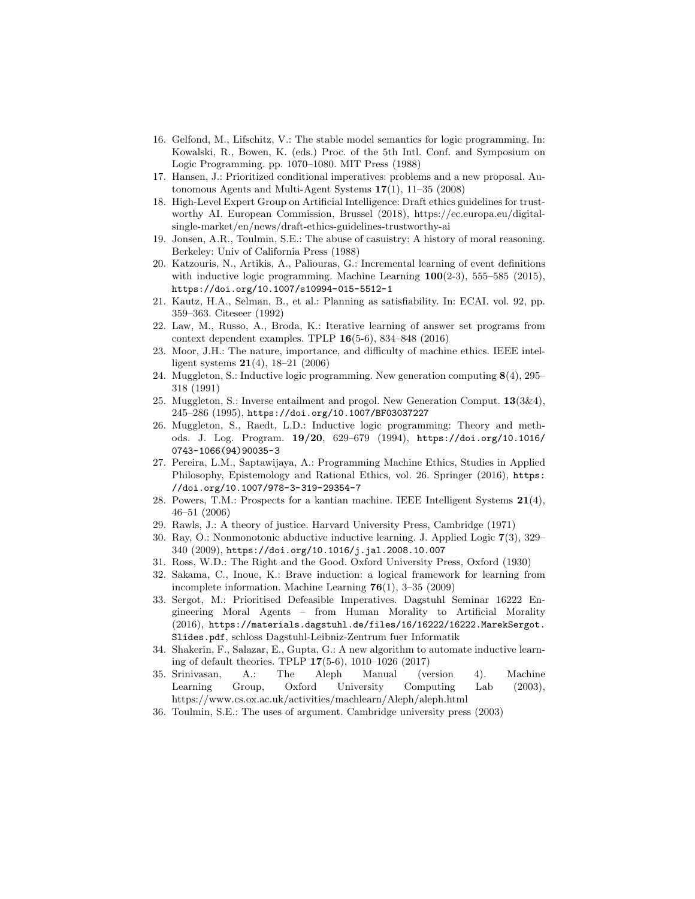16. Gelfond, M., Lifschitz, V.: The stable model semantics for logic programming. In: Kowalski, R., Bowen, K. (eds.) Proc. of the 5th Intl. Conf. and Symposium on Logic Programming. pp. 1070–1080. MIT Press (1988)
17. Hansen, J.: Prioritized conditional imperatives: problems and a new proposal. Autonomous Agents and Multi-Agent Systems **17**(1), 11–35 (2008)
18. High-Level Expert Group on Artificial Intelligence: Draft ethics guidelines for trustworthy AI. European Commission, Brussel (2018), https://ec.europa.eu/digital-single-market/en/news/draft-ethics-guidelines-trustworthy-ai
19. Jonsen, A.R., Toulmin, S.E.: The abuse of casuistry: A history of moral reasoning. Berkeley: Univ of California Press (1988)
20. Katzouris, N., Artikis, A., Paliouras, G.: Incremental learning of event definitions with inductive logic programming. Machine Learning **100**(2-3), 555–585 (2015), https://doi.org/10.1007/s10994-015-5512-1
21. Kautz, H.A., Selman, B., et al.: Planning as satisfiability. In: ECAI. vol. 92, pp. 359–363. Citeseer (1992)
22. Law, M., Russo, A., Broda, K.: Iterative learning of answer set programs from context dependent examples. TPLP **16**(5-6), 834–848 (2016)
23. Moor, J.H.: The nature, importance, and difficulty of machine ethics. IEEE intelligent systems **21**(4), 18–21 (2006)
24. Muggleton, S.: Inductive logic programming. New generation computing **8**(4), 295–318 (1991)
25. Muggleton, S.: Inverse entailment and progol. New Generation Comput. **13**(3&4), 245–286 (1995), https://doi.org/10.1007/BF03037227
26. Muggleton, S., Raedt, L.D.: Inductive logic programming: Theory and methods. J. Log. Program. **19/20**, 629–679 (1994), https://doi.org/10.1016/0743-1066(94)90035-3
27. Pereira, L.M., Saptawijaya, A.: Programming Machine Ethics, Studies in Applied Philosophy, Epistemology and Rational Ethics, vol. 26. Springer (2016), https://doi.org/10.1007/978-3-319-29354-7
28. Powers, T.M.: Prospects for a kantian machine. IEEE Intelligent Systems **21**(4), 46–51 (2006)
29. Rawls, J.: A theory of justice. Harvard University Press, Cambridge (1971)
30. Ray, O.: Nonmonotonic abductive inductive learning. J. Applied Logic **7**(3), 329–340 (2009), https://doi.org/10.1016/j.jal.2008.10.007
31. Ross, W.D.: The Right and the Good. Oxford University Press, Oxford (1930)
32. Sakama, C., Inoue, K.: Brave induction: a logical framework for learning from incomplete information. Machine Learning **76**(1), 3–35 (2009)
33. Sergot, M.: Prioritised Defeasible Imperatives. Dagstuhl Seminar 16222 Engineering Moral Agents – from Human Morality to Artificial Morality (2016), https://materials.dagstuhl.de/files/16/16222/16222.MarekSergot.Slides.pdf, schloss Dagstuhl-Leibniz-Zentrum fuer Informatik
34. Shakerin, F., Salazar, E., Gupta, G.: A new algorithm to automate inductive learning of default theories. TPLP **17**(5-6), 1010–1026 (2017)
35. Srinivasan, A.: The Aleph Manual (version 4). Machine Learning Group, Oxford University Computing Lab (2003), https://www.cs.ox.ac.uk/activities/machlearn/Aleph/aleph.html
36. Toulmin, S.E.: The uses of argument. Cambridge university press (2003)